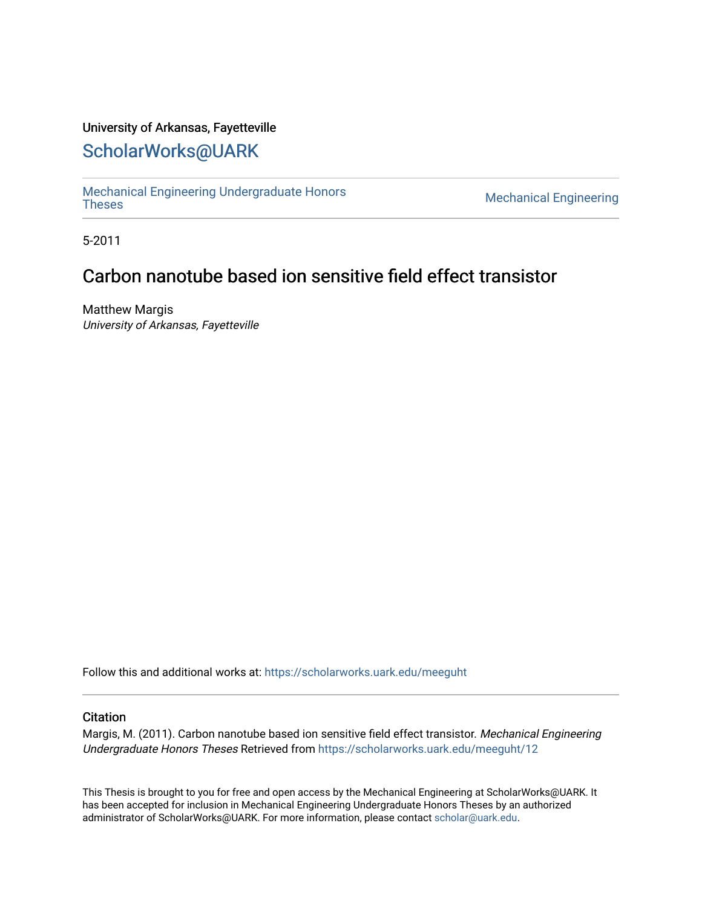University of Arkansas, Fayetteville

## ScholarWorks@UARK

Mechanical Engineering Undergraduate Honors Theses

Mechanical Engineering

5-2011

# Carbon nanotube based ion sensitive field effect transistor

Matthew Margis

*University of Arkansas, Fayetteville*

Follow this and additional works at: https://scholarworks.uark.edu/meeguht

### Citation

Margis, M. (2011). Carbon nanotube based ion sensitive field effect transistor. *Mechanical Engineering Undergraduate Honors Theses* Retrieved from https://scholarworks.uark.edu/meeguht/12

This Thesis is brought to you for free and open access by the Mechanical Engineering at ScholarWorks@UARK. It has been accepted for inclusion in Mechanical Engineering Undergraduate Honors Theses by an authorized administrator of ScholarWorks@UARK. For more information, please contact scholar@uark.edu.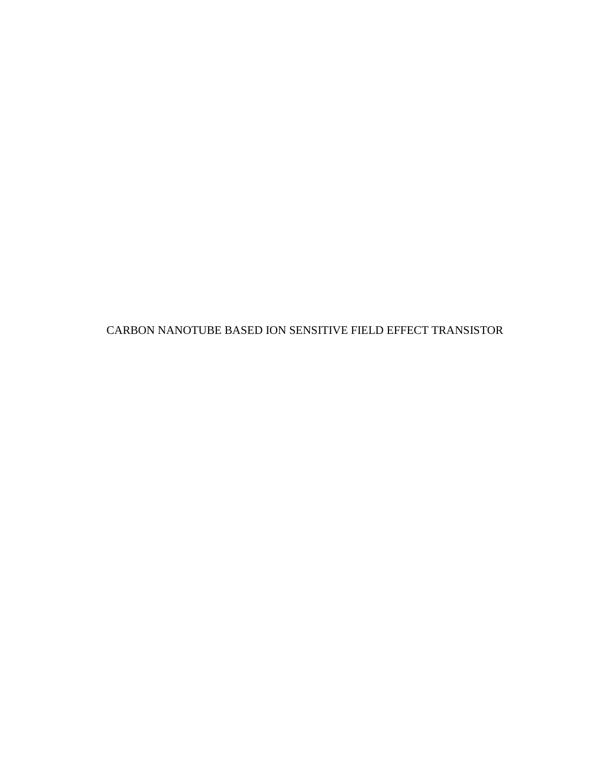CARBON NANOTUBE BASED ION SENSITIVE FIELD EFFECT TRANSISTOR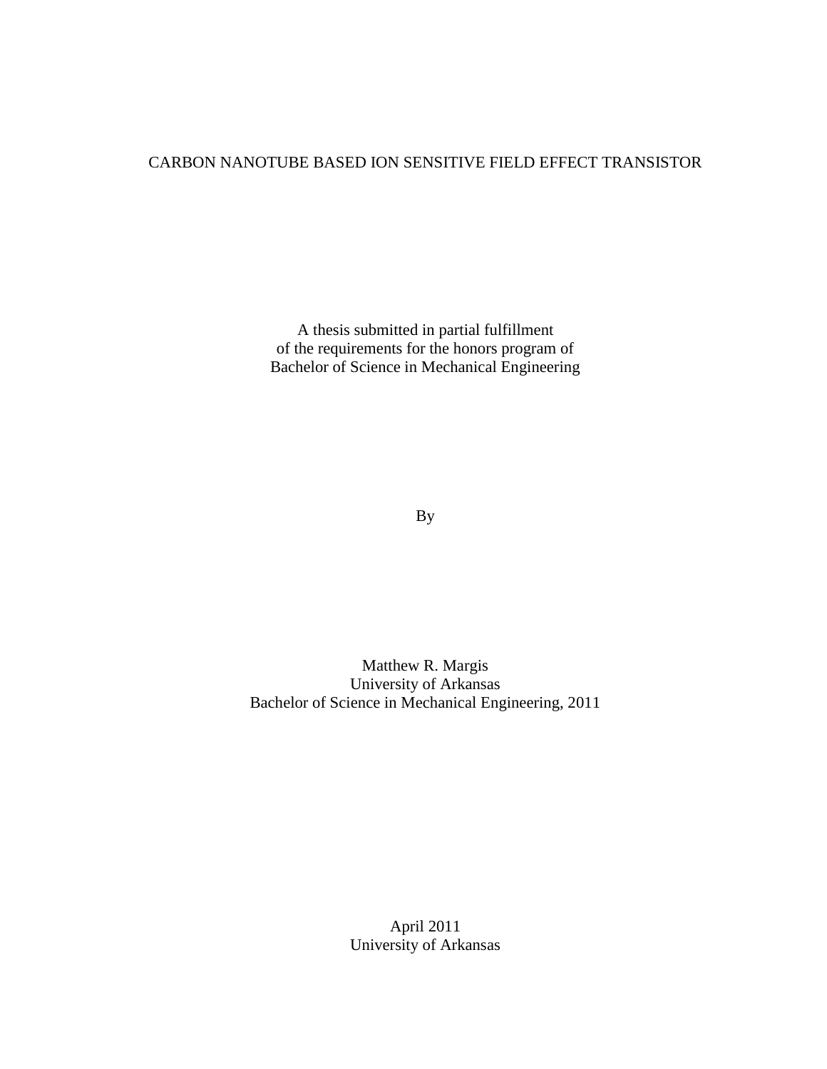# CARBON NANOTUBE BASED ION SENSITIVE FIELD EFFECT TRANSISTOR

A thesis submitted in partial fulfillment
of the requirements for the honors program of
Bachelor of Science in Mechanical Engineering

By

Matthew R. Margis
University of Arkansas
Bachelor of Science in Mechanical Engineering, 2011

April 2011
University of Arkansas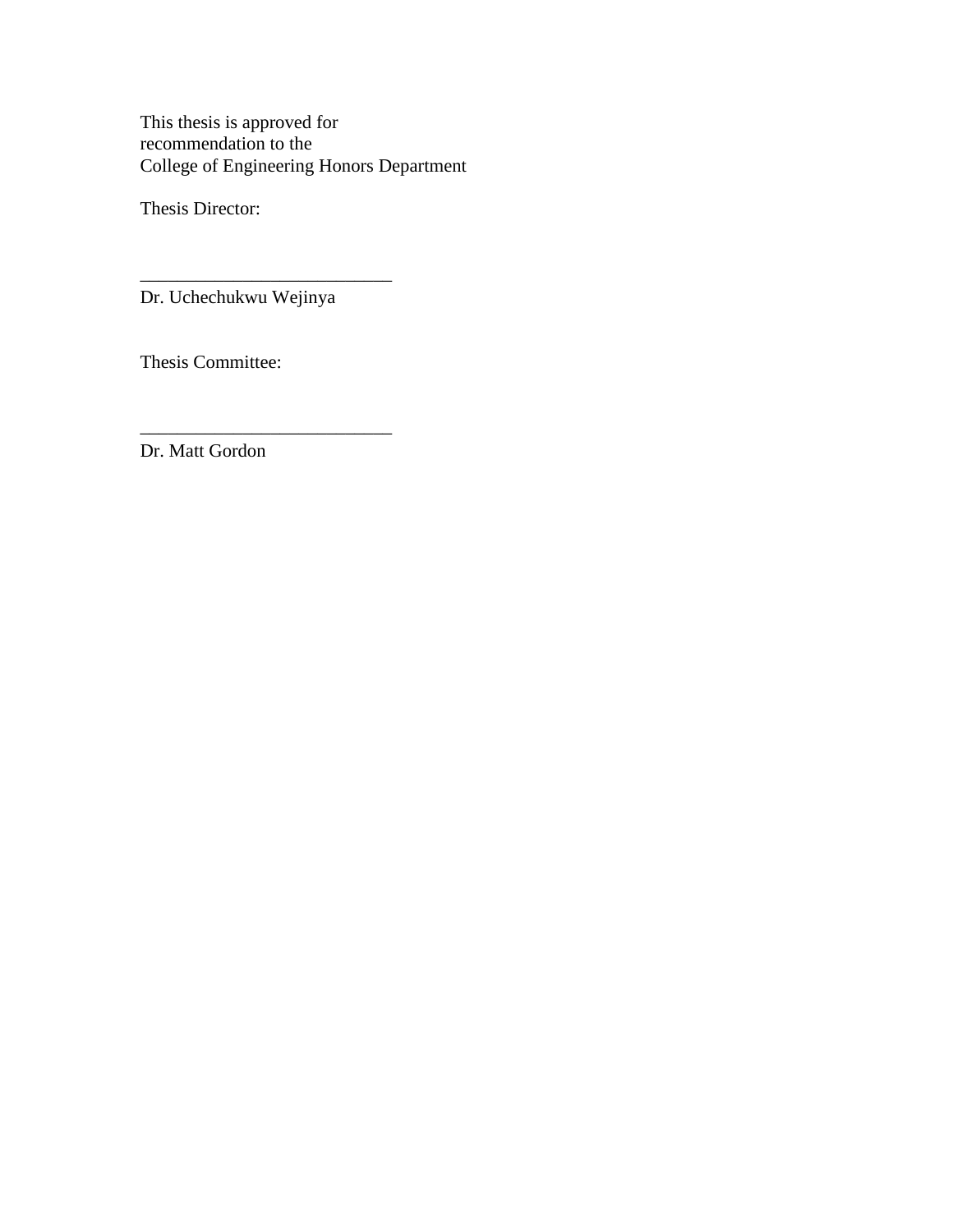This thesis is approved for
recommendation to the
College of Engineering Honors Department

Thesis Director:

___________________________
Dr. Uchechukwu Wejinya

Thesis Committee:

___________________________
Dr. Matt Gordon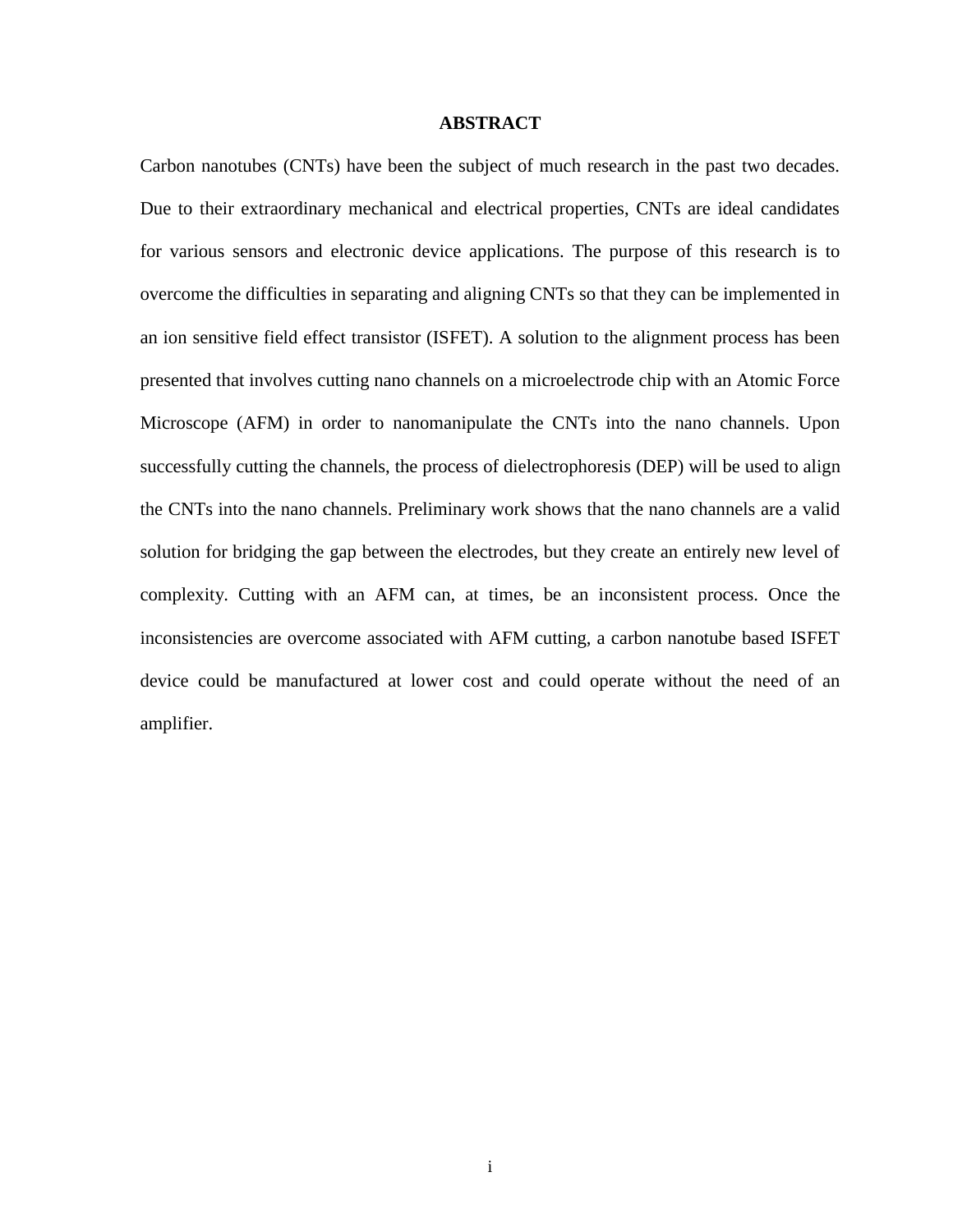# ABSTRACT

Carbon nanotubes (CNTs) have been the subject of much research in the past two decades. Due to their extraordinary mechanical and electrical properties, CNTs are ideal candidates for various sensors and electronic device applications. The purpose of this research is to overcome the difficulties in separating and aligning CNTs so that they can be implemented in an ion sensitive field effect transistor (ISFET). A solution to the alignment process has been presented that involves cutting nano channels on a microelectrode chip with an Atomic Force Microscope (AFM) in order to nanomanipulate the CNTs into the nano channels. Upon successfully cutting the channels, the process of dielectrophoresis (DEP) will be used to align the CNTs into the nano channels. Preliminary work shows that the nano channels are a valid solution for bridging the gap between the electrodes, but they create an entirely new level of complexity. Cutting with an AFM can, at times, be an inconsistent process. Once the inconsistencies are overcome associated with AFM cutting, a carbon nanotube based ISFET device could be manufactured at lower cost and could operate without the need of an amplifier.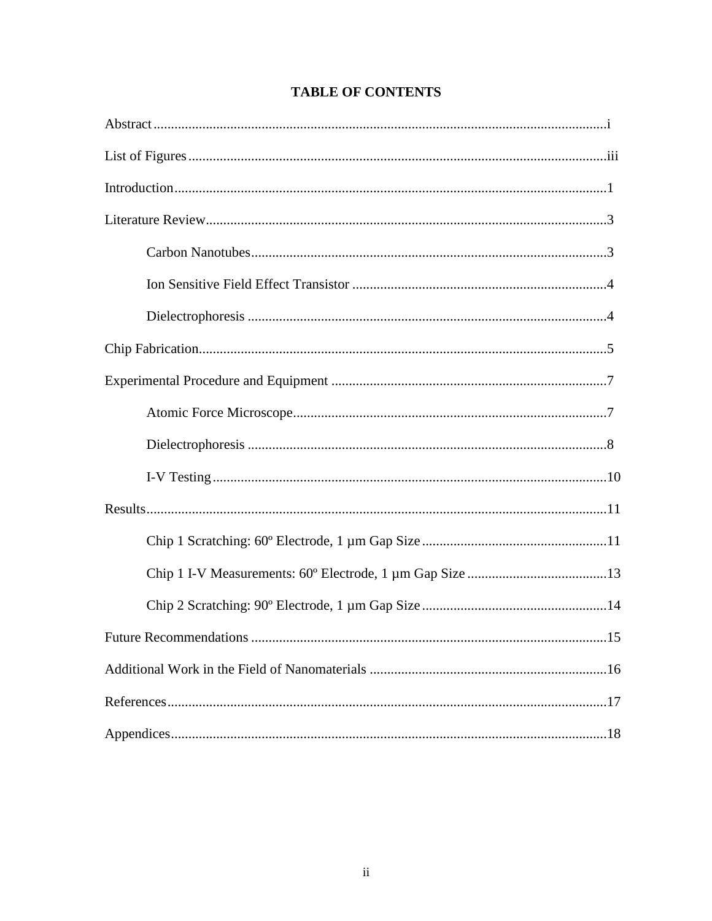# TABLE OF CONTENTS

Abstract..........i

List of Figures..........iii

Introduction..........1

Literature Review..........3

- Carbon Nanotubes..........3
- Ion Sensitive Field Effect Transistor..........4
- Dielectrophoresis..........4

Chip Fabrication..........5

Experimental Procedure and Equipment..........7

- Atomic Force Microscope..........7
- Dielectrophoresis..........8
- I-V Testing..........10

Results..........11

- Chip 1 Scratching: 60º Electrode, 1 µm Gap Size..........11
- Chip 1 I-V Measurements: 60º Electrode, 1 µm Gap Size..........13
- Chip 2 Scratching: 90º Electrode, 1 µm Gap Size..........14

Future Recommendations..........15

Additional Work in the Field of Nanomaterials..........16

References..........17

Appendices..........18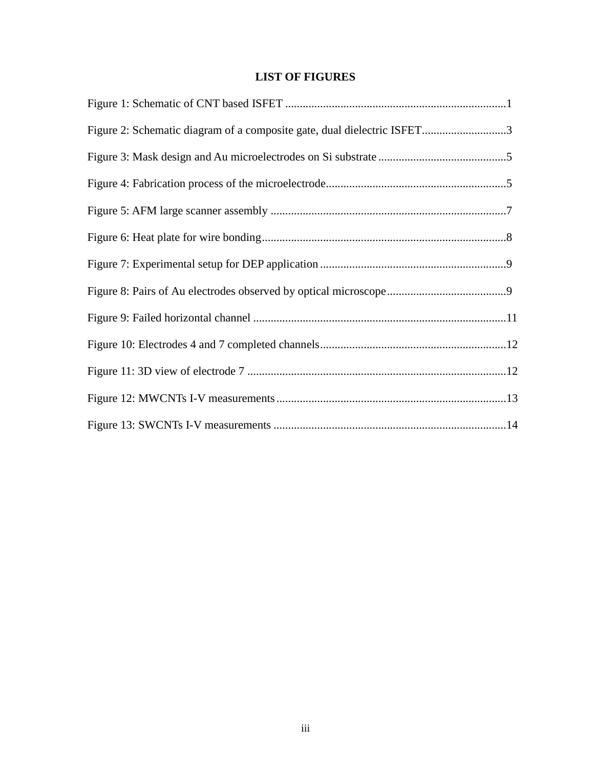# LIST OF FIGURES

Figure 1: Schematic of CNT based ISFET ............................................................................1

Figure 2: Schematic diagram of a composite gate, dual dielectric ISFET.............................3

Figure 3: Mask design and Au microelectrodes on Si substrate ............................................5

Figure 4: Fabrication process of the microelectrode..............................................................5

Figure 5: AFM large scanner assembly .................................................................................7

Figure 6: Heat plate for wire bonding....................................................................................8

Figure 7: Experimental setup for DEP application ................................................................9

Figure 8: Pairs of Au electrodes observed by optical microscope..........................................9

Figure 9: Failed horizontal channel .......................................................................................11

Figure 10: Electrodes 4 and 7 completed channels................................................................12

Figure 11: 3D view of electrode 7 .........................................................................................12

Figure 12: MWCNTs I-V measurements...............................................................................13

Figure 13: SWCNTs I-V measurements ................................................................................14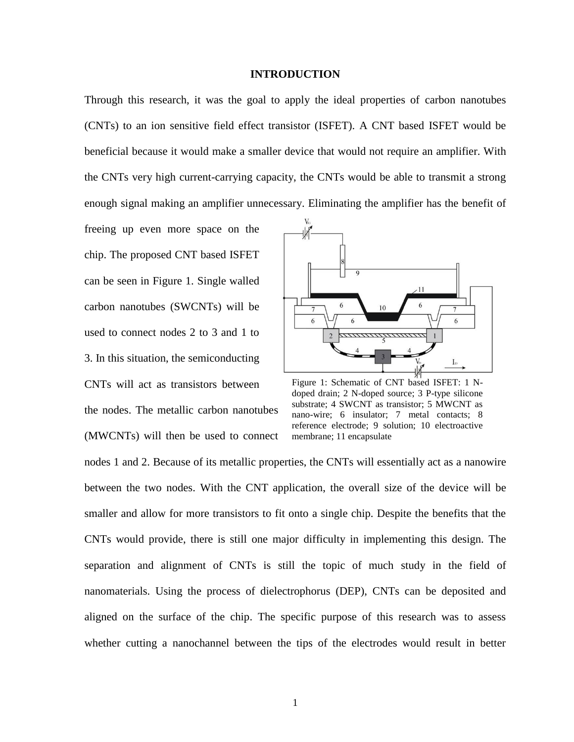# INTRODUCTION

Through this research, it was the goal to apply the ideal properties of carbon nanotubes (CNTs) to an ion sensitive field effect transistor (ISFET). A CNT based ISFET would be beneficial because it would make a smaller device that would not require an amplifier. With the CNTs very high current-carrying capacity, the CNTs would be able to transmit a strong enough signal making an amplifier unnecessary. Eliminating the amplifier has the benefit of freeing up even more space on the chip. The proposed CNT based ISFET can be seen in Figure 1. Single walled carbon nanotubes (SWCNTs) will be used to connect nodes 2 to 3 and 1 to 3. In this situation, the semiconducting CNTs will act as transistors between the nodes. The metallic carbon nanotubes (MWCNTs) will then be used to connect nodes 1 and 2. Because of its metallic properties, the CNTs will essentially act as a nanowire between the two nodes. With the CNT application, the overall size of the device will be smaller and allow for more transistors to fit onto a single chip. Despite the benefits that the CNTs would provide, there is still one major difficulty in implementing this design. The separation and alignment of CNTs is still the topic of much study in the field of nanomaterials. Using the process of dielectrophorus (DEP), CNTs can be deposited and aligned on the surface of the chip. The specific purpose of this research was to assess whether cutting a nanochannel between the tips of the electrodes would result in better

Figure 1: Schematic of CNT based ISFET: 1 N-doped drain; 2 N-doped source; 3 P-type silicone substrate; 4 SWCNT as transistor; 5 MWCNT as nano-wire; 6 insulator; 7 metal contacts; 8 reference electrode; 9 solution; 10 electroactive membrane; 11 encapsulate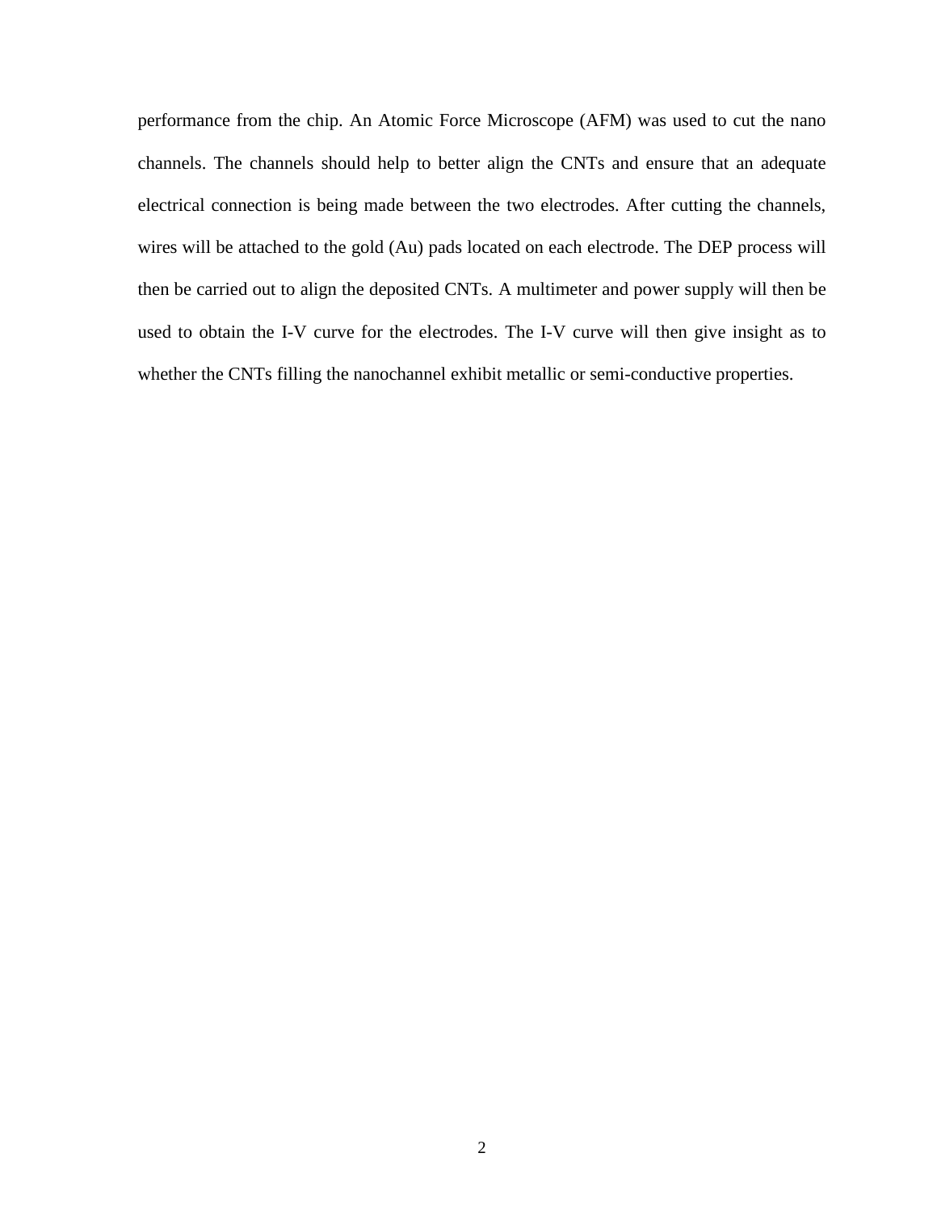performance from the chip. An Atomic Force Microscope (AFM) was used to cut the nano channels. The channels should help to better align the CNTs and ensure that an adequate electrical connection is being made between the two electrodes. After cutting the channels, wires will be attached to the gold (Au) pads located on each electrode. The DEP process will then be carried out to align the deposited CNTs. A multimeter and power supply will then be used to obtain the I-V curve for the electrodes. The I-V curve will then give insight as to whether the CNTs filling the nanochannel exhibit metallic or semi-conductive properties.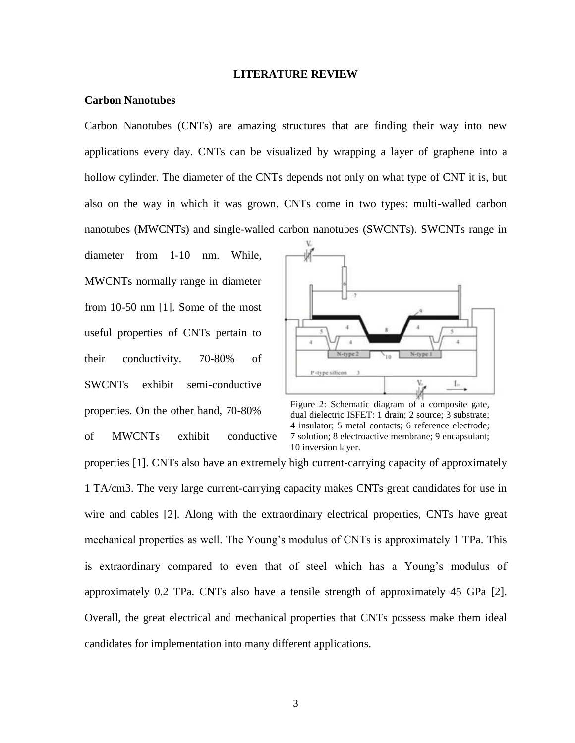# LITERATURE REVIEW

## Carbon Nanotubes

Carbon Nanotubes (CNTs) are amazing structures that are finding their way into new applications every day. CNTs can be visualized by wrapping a layer of graphene into a hollow cylinder. The diameter of the CNTs depends not only on what type of CNT it is, but also on the way in which it was grown. CNTs come in two types: multi-walled carbon nanotubes (MWCNTs) and single-walled carbon nanotubes (SWCNTs). SWCNTs range in diameter from 1-10 nm. While, MWCNTs normally range in diameter from 10-50 nm [1]. Some of the most useful properties of CNTs pertain to their conductivity. 70-80% of SWCNTs exhibit semi-conductive properties. On the other hand, 70-80% of MWCNTs exhibit conductive properties [1]. CNTs also have an extremely high current-carrying capacity of approximately 1 TA/cm3. The very large current-carrying capacity makes CNTs great candidates for use in wire and cables [2]. Along with the extraordinary electrical properties, CNTs have great mechanical properties as well. The Young's modulus of CNTs is approximately 1 TPa. This is extraordinary compared to even that of steel which has a Young's modulus of approximately 0.2 TPa. CNTs also have a tensile strength of approximately 45 GPa [2]. Overall, the great electrical and mechanical properties that CNTs possess make them ideal candidates for implementation into many different applications.

Figure 2: Schematic diagram of a composite gate, dual dielectric ISFET: 1 drain; 2 source; 3 substrate; 4 insulator; 5 metal contacts; 6 reference electrode; 7 solution; 8 electroactive membrane; 9 encapsulant; 10 inversion layer.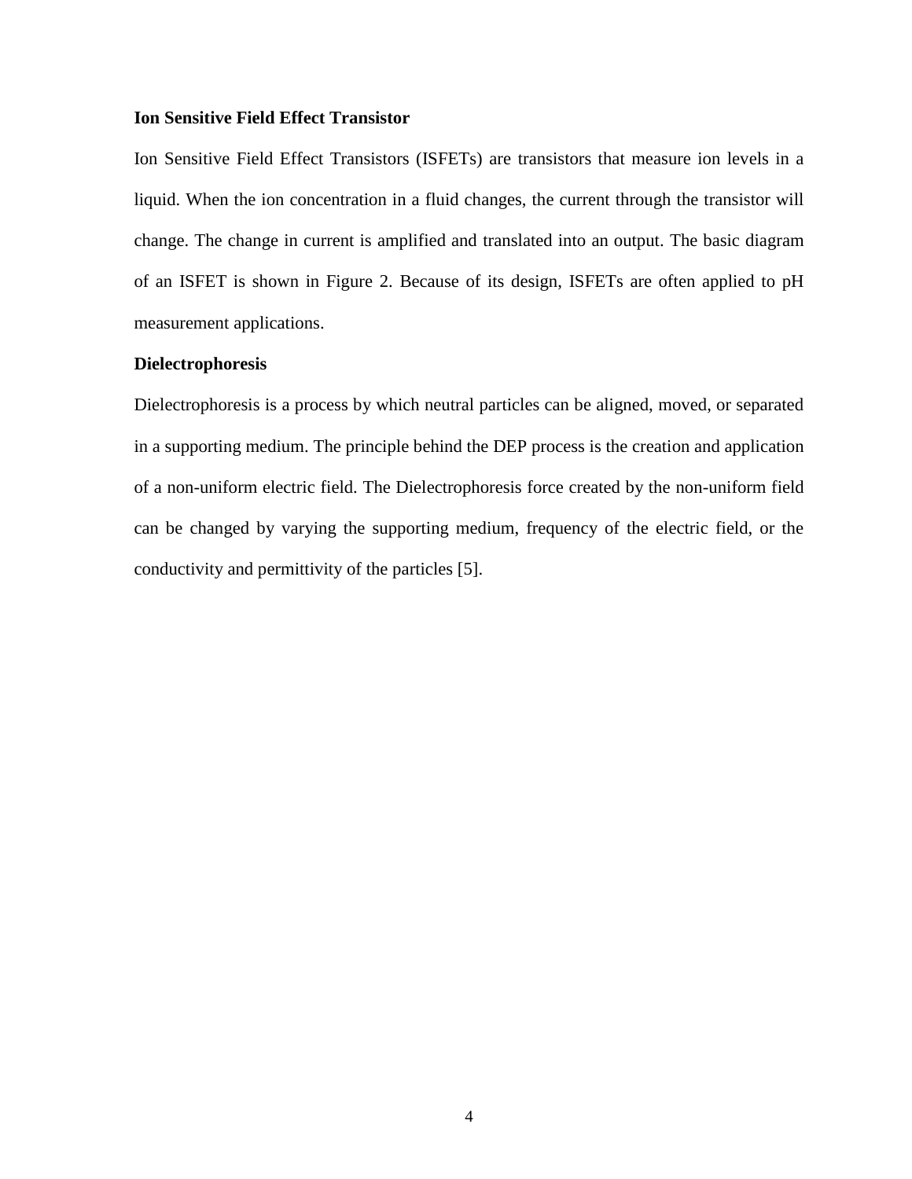**Ion Sensitive Field Effect Transistor**

Ion Sensitive Field Effect Transistors (ISFETs) are transistors that measure ion levels in a liquid. When the ion concentration in a fluid changes, the current through the transistor will change. The change in current is amplified and translated into an output. The basic diagram of an ISFET is shown in Figure 2. Because of its design, ISFETs are often applied to pH measurement applications.

**Dielectrophoresis**

Dielectrophoresis is a process by which neutral particles can be aligned, moved, or separated in a supporting medium. The principle behind the DEP process is the creation and application of a non-uniform electric field. The Dielectrophoresis force created by the non-uniform field can be changed by varying the supporting medium, frequency of the electric field, or the conductivity and permittivity of the particles [5].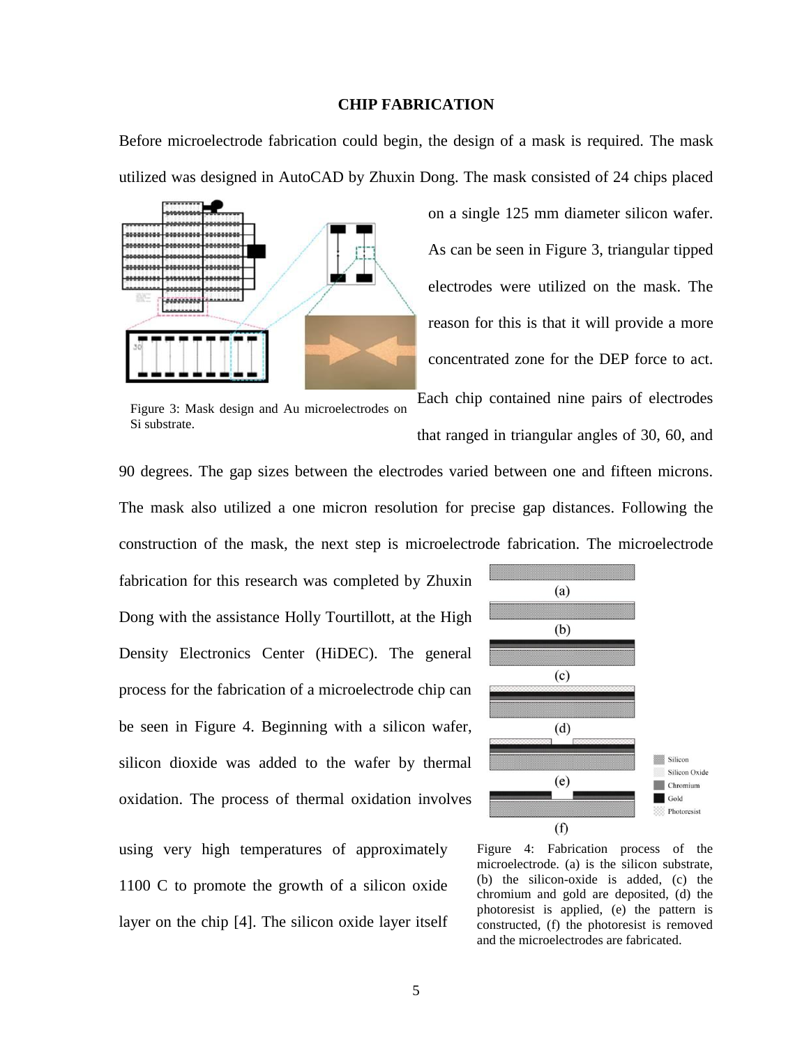## CHIP FABRICATION

Before microelectrode fabrication could begin, the design of a mask is required. The mask utilized was designed in AutoCAD by Zhuxin Dong. The mask consisted of 24 chips placed on a single 125 mm diameter silicon wafer. As can be seen in Figure 3, triangular tipped electrodes were utilized on the mask. The reason for this is that it will provide a more concentrated zone for the DEP force to act. Each chip contained nine pairs of electrodes that ranged in triangular angles of 30, 60, and 90 degrees. The gap sizes between the electrodes varied between one and fifteen microns. The mask also utilized a one micron resolution for precise gap distances. Following the construction of the mask, the next step is microelectrode fabrication. The microelectrode fabrication for this research was completed by Zhuxin Dong with the assistance Holly Tourtillott, at the High Density Electronics Center (HiDEC). The general process for the fabrication of a microelectrode chip can be seen in Figure 4. Beginning with a silicon wafer, silicon dioxide was added to the wafer by thermal oxidation. The process of thermal oxidation involves using very high temperatures of approximately 1100 C to promote the growth of a silicon oxide layer on the chip [4]. The silicon oxide layer itself

Figure 3: Mask design and Au microelectrodes on Si substrate.

Figure 4: Fabrication process of the microelectrode. (a) is the silicon substrate, (b) the silicon-oxide is added, (c) the chromium and gold are deposited, (d) the photoresist is applied, (e) the pattern is constructed, (f) the photoresist is removed and the microelectrodes are fabricated.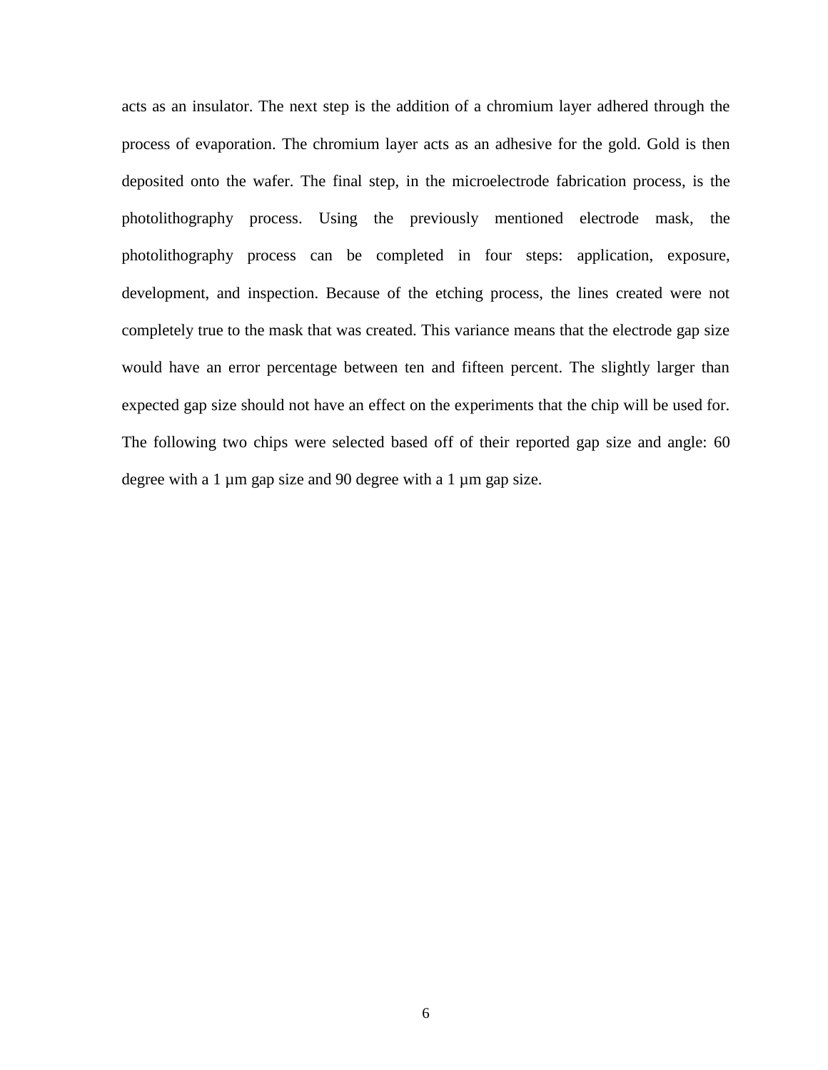acts as an insulator. The next step is the addition of a chromium layer adhered through the process of evaporation. The chromium layer acts as an adhesive for the gold. Gold is then deposited onto the wafer. The final step, in the microelectrode fabrication process, is the photolithography process. Using the previously mentioned electrode mask, the photolithography process can be completed in four steps: application, exposure, development, and inspection. Because of the etching process, the lines created were not completely true to the mask that was created. This variance means that the electrode gap size would have an error percentage between ten and fifteen percent. The slightly larger than expected gap size should not have an effect on the experiments that the chip will be used for. The following two chips were selected based off of their reported gap size and angle: 60 degree with a 1 µm gap size and 90 degree with a 1 µm gap size.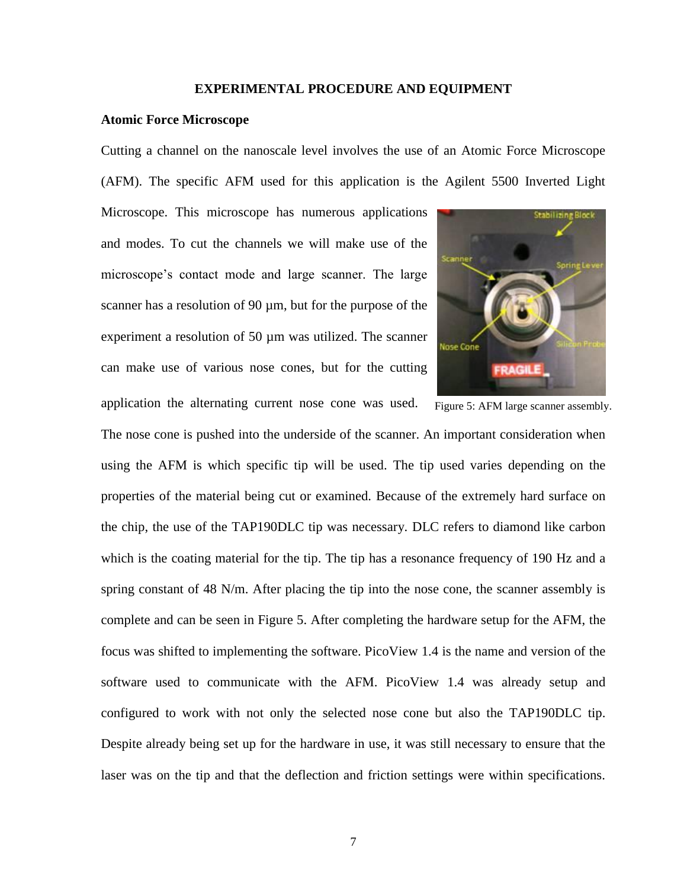## EXPERIMENTAL PROCEDURE AND EQUIPMENT

### Atomic Force Microscope

Cutting a channel on the nanoscale level involves the use of an Atomic Force Microscope (AFM). The specific AFM used for this application is the Agilent 5500 Inverted Light Microscope. This microscope has numerous applications and modes. To cut the channels we will make use of the microscope's contact mode and large scanner. The large scanner has a resolution of 90 µm, but for the purpose of the experiment a resolution of 50 µm was utilized. The scanner can make use of various nose cones, but for the cutting application the alternating current nose cone was used. The nose cone is pushed into the underside of the scanner. An important consideration when using the AFM is which specific tip will be used. The tip used varies depending on the properties of the material being cut or examined. Because of the extremely hard surface on the chip, the use of the TAP190DLC tip was necessary. DLC refers to diamond like carbon which is the coating material for the tip. The tip has a resonance frequency of 190 Hz and a spring constant of 48 N/m. After placing the tip into the nose cone, the scanner assembly is complete and can be seen in Figure 5. After completing the hardware setup for the AFM, the focus was shifted to implementing the software. PicoView 1.4 is the name and version of the software used to communicate with the AFM. PicoView 1.4 was already setup and configured to work with not only the selected nose cone but also the TAP190DLC tip. Despite already being set up for the hardware in use, it was still necessary to ensure that the laser was on the tip and that the deflection and friction settings were within specifications.

Figure 5: AFM large scanner assembly.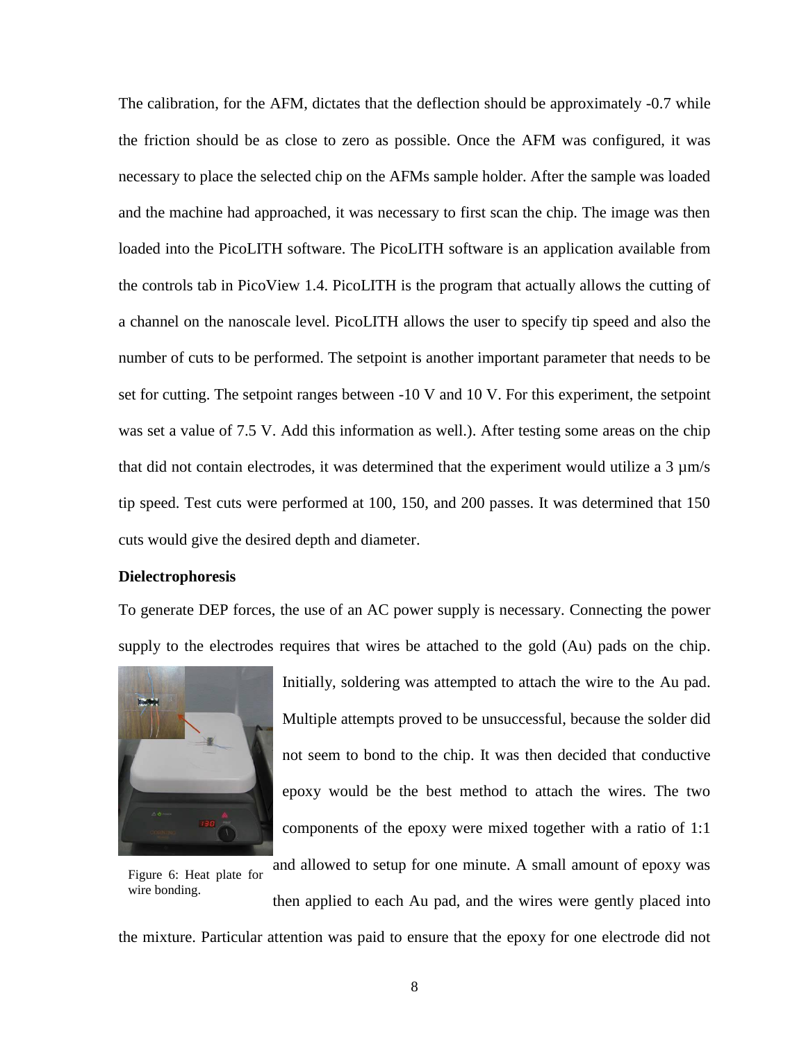The calibration, for the AFM, dictates that the deflection should be approximately -0.7 while the friction should be as close to zero as possible. Once the AFM was configured, it was necessary to place the selected chip on the AFMs sample holder. After the sample was loaded and the machine had approached, it was necessary to first scan the chip. The image was then loaded into the PicoLITH software. The PicoLITH software is an application available from the controls tab in PicoView 1.4. PicoLITH is the program that actually allows the cutting of a channel on the nanoscale level. PicoLITH allows the user to specify tip speed and also the number of cuts to be performed. The setpoint is another important parameter that needs to be set for cutting. The setpoint ranges between -10 V and 10 V. For this experiment, the setpoint was set a value of 7.5 V. Add this information as well.). After testing some areas on the chip that did not contain electrodes, it was determined that the experiment would utilize a 3 µm/s tip speed. Test cuts were performed at 100, 150, and 200 passes. It was determined that 150 cuts would give the desired depth and diameter.

**Dielectrophoresis**

To generate DEP forces, the use of an AC power supply is necessary. Connecting the power supply to the electrodes requires that wires be attached to the gold (Au) pads on the chip. Initially, soldering was attempted to attach the wire to the Au pad. Multiple attempts proved to be unsuccessful, because the solder did not seem to bond to the chip. It was then decided that conductive epoxy would be the best method to attach the wires. The two components of the epoxy were mixed together with a ratio of 1:1 and allowed to setup for one minute. A small amount of epoxy was then applied to each Au pad, and the wires were gently placed into the mixture. Particular attention was paid to ensure that the epoxy for one electrode did not

Figure 6: Heat plate for wire bonding.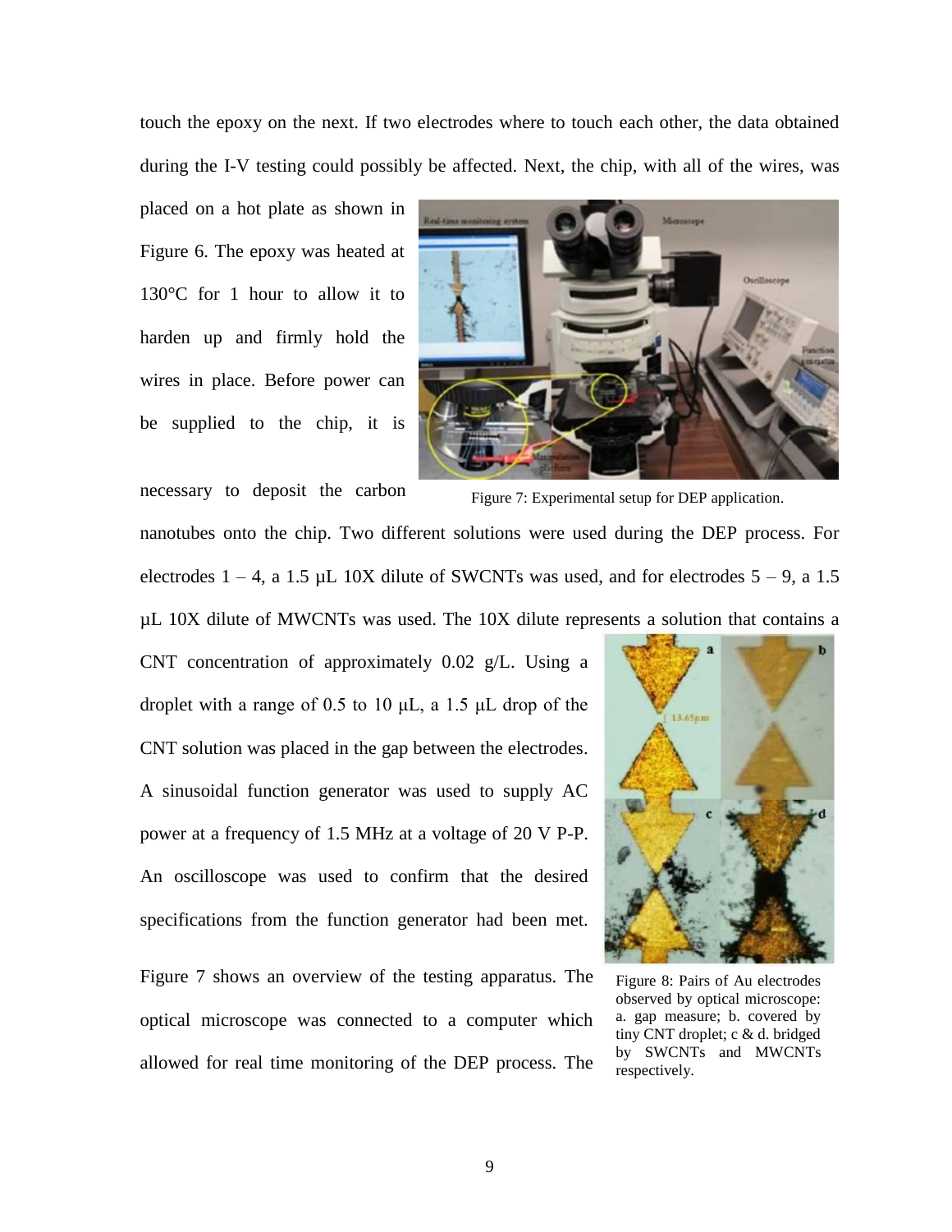touch the epoxy on the next. If two electrodes where to touch each other, the data obtained during the I-V testing could possibly be affected. Next, the chip, with all of the wires, was placed on a hot plate as shown in Figure 6. The epoxy was heated at 130°C for 1 hour to allow it to harden up and firmly hold the wires in place. Before power can be supplied to the chip, it is necessary to deposit the carbon nanotubes onto the chip. Two different solutions were used during the DEP process. For electrodes 1 – 4, a 1.5 μL 10X dilute of SWCNTs was used, and for electrodes 5 – 9, a 1.5 μL 10X dilute of MWCNTs was used. The 10X dilute represents a solution that contains a CNT concentration of approximately 0.02 g/L. Using a droplet with a range of 0.5 to 10 μL, a 1.5 μL drop of the CNT solution was placed in the gap between the electrodes. A sinusoidal function generator was used to supply AC power at a frequency of 1.5 MHz at a voltage of 20 V P-P. An oscilloscope was used to confirm that the desired specifications from the function generator had been met. Figure 7 shows an overview of the testing apparatus. The optical microscope was connected to a computer which allowed for real time monitoring of the DEP process. The

Figure 7: Experimental setup for DEP application.

Figure 8: Pairs of Au electrodes observed by optical microscope: a. gap measure; b. covered by tiny CNT droplet; c & d. bridged by SWCNTs and MWCNTs respectively.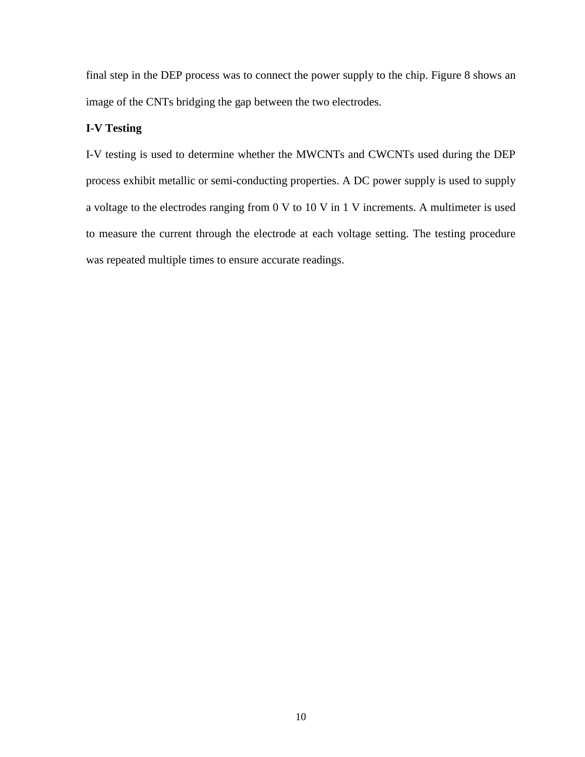final step in the DEP process was to connect the power supply to the chip. Figure 8 shows an image of the CNTs bridging the gap between the two electrodes.

**I-V Testing**

I-V testing is used to determine whether the MWCNTs and CWCNTs used during the DEP process exhibit metallic or semi-conducting properties. A DC power supply is used to supply a voltage to the electrodes ranging from 0 V to 10 V in 1 V increments. A multimeter is used to measure the current through the electrode at each voltage setting. The testing procedure was repeated multiple times to ensure accurate readings.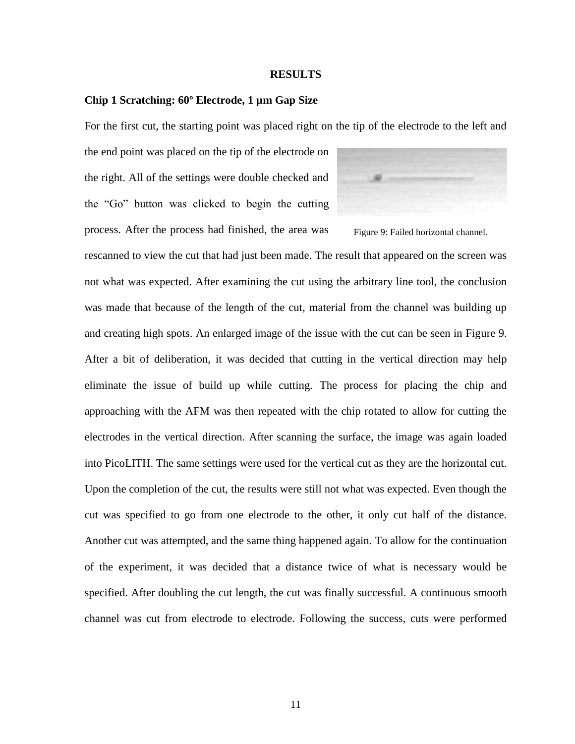# RESULTS

## Chip 1 Scratching: 60º Electrode, 1 µm Gap Size

For the first cut, the starting point was placed right on the tip of the electrode to the left and the end point was placed on the tip of the electrode on the right. All of the settings were double checked and the "Go" button was clicked to begin the cutting process. After the process had finished, the area was rescanned to view the cut that had just been made. The result that appeared on the screen was not what was expected. After examining the cut using the arbitrary line tool, the conclusion was made that because of the length of the cut, material from the channel was building up and creating high spots. An enlarged image of the issue with the cut can be seen in Figure 9. After a bit of deliberation, it was decided that cutting in the vertical direction may help eliminate the issue of build up while cutting. The process for placing the chip and approaching with the AFM was then repeated with the chip rotated to allow for cutting the electrodes in the vertical direction. After scanning the surface, the image was again loaded into PicoLITH. The same settings were used for the vertical cut as they are the horizontal cut. Upon the completion of the cut, the results were still not what was expected. Even though the cut was specified to go from one electrode to the other, it only cut half of the distance. Another cut was attempted, and the same thing happened again. To allow for the continuation of the experiment, it was decided that a distance twice of what is necessary would be specified. After doubling the cut length, the cut was finally successful. A continuous smooth channel was cut from electrode to electrode. Following the success, cuts were performed

Figure 9: Failed horizontal channel.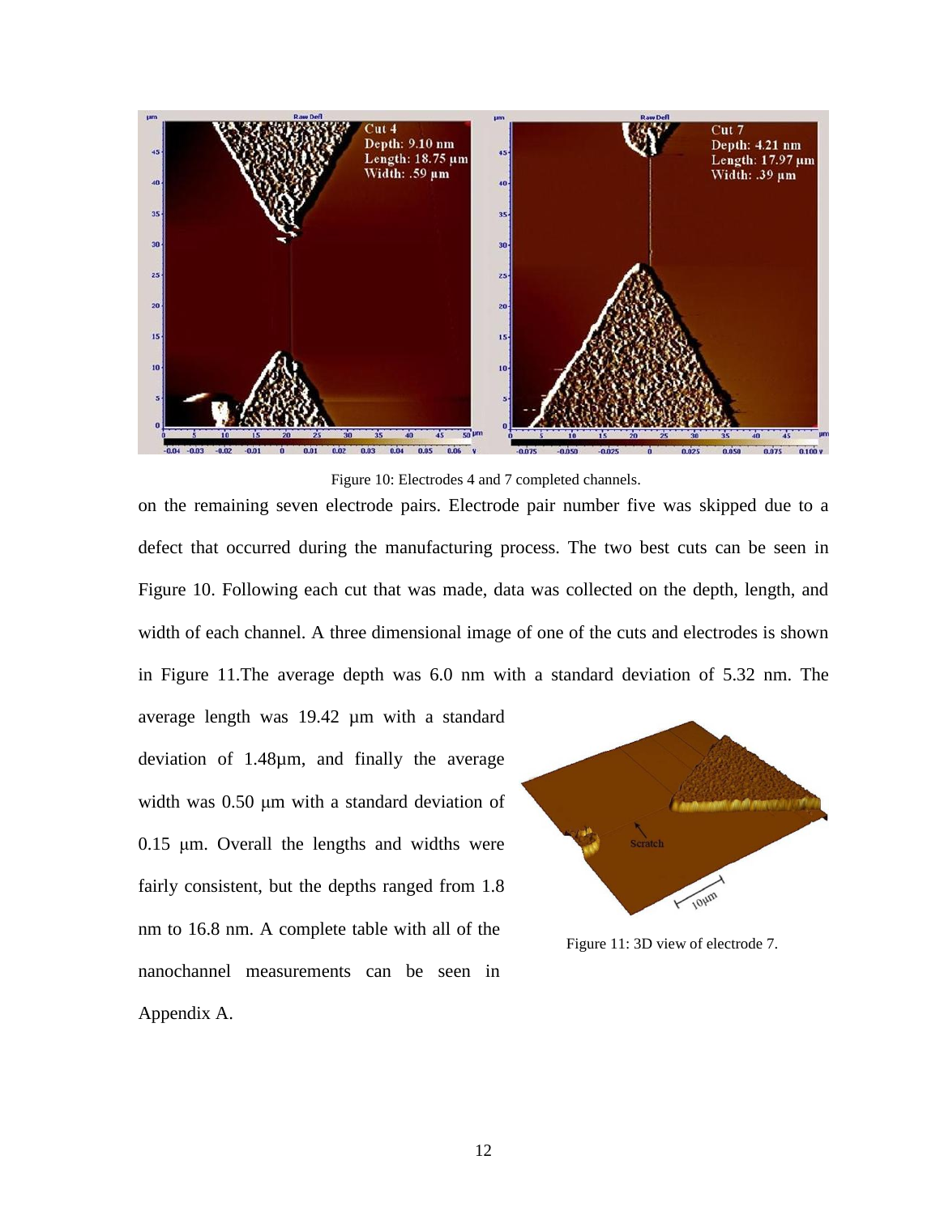Figure 10: Electrodes 4 and 7 completed channels.

on the remaining seven electrode pairs. Electrode pair number five was skipped due to a defect that occurred during the manufacturing process. The two best cuts can be seen in Figure 10. Following each cut that was made, data was collected on the depth, length, and width of each channel. A three dimensional image of one of the cuts and electrodes is shown in Figure 11.The average depth was 6.0 nm with a standard deviation of 5.32 nm. The average length was 19.42 µm with a standard deviation of 1.48µm, and finally the average width was 0.50 µm with a standard deviation of 0.15 µm. Overall the lengths and widths were fairly consistent, but the depths ranged from 1.8 nm to 16.8 nm. A complete table with all of the nanochannel measurements can be seen in Appendix A.

Figure 11: 3D view of electrode 7.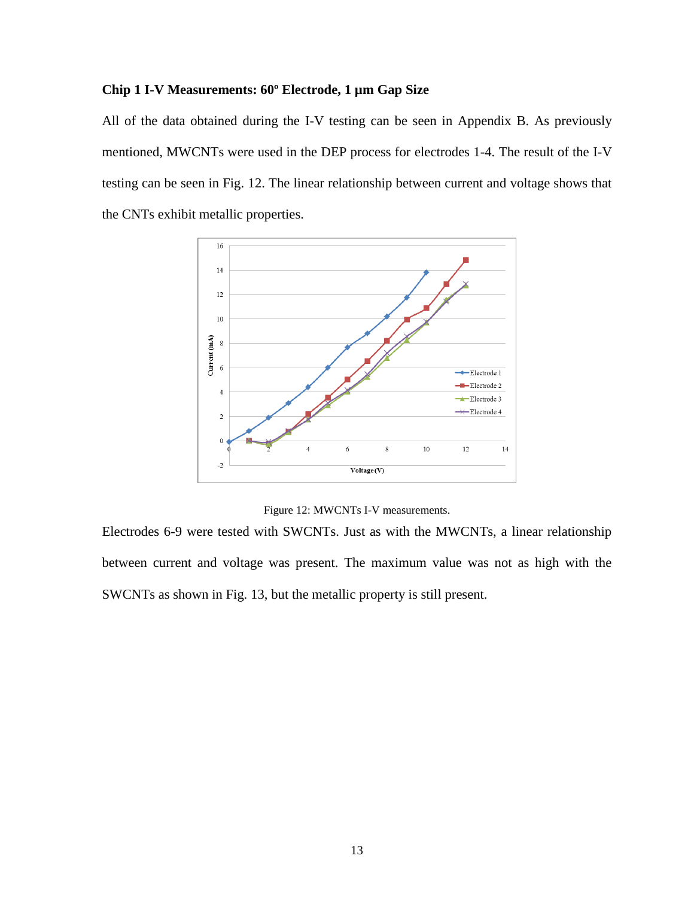### Chip 1 I-V Measurements: 60º Electrode, 1 μm Gap Size

All of the data obtained during the I-V testing can be seen in Appendix B. As previously mentioned, MWCNTs were used in the DEP process for electrodes 1-4. The result of the I-V testing can be seen in Fig. 12. The linear relationship between current and voltage shows that the CNTs exhibit metallic properties.

Figure 12: MWCNTs I-V measurements.

Electrodes 6-9 were tested with SWCNTs. Just as with the MWCNTs, a linear relationship between current and voltage was present. The maximum value was not as high with the SWCNTs as shown in Fig. 13, but the metallic property is still present.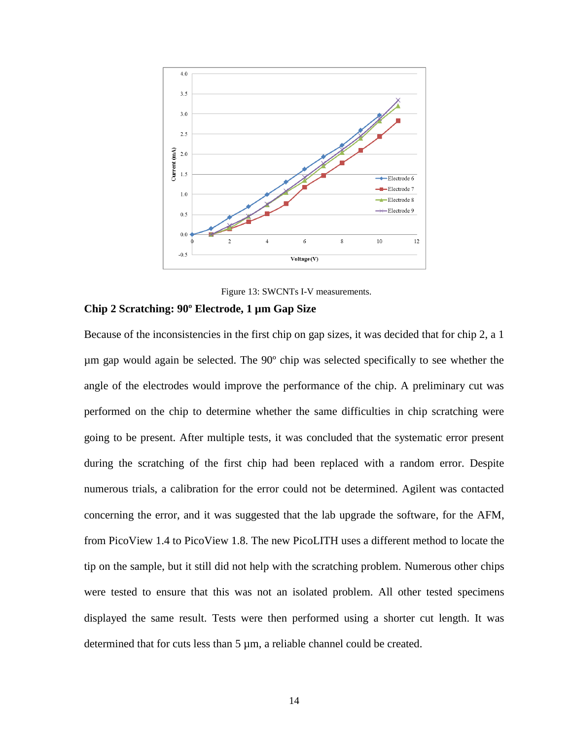Figure 13: SWCNTs I-V measurements.

### Chip 2 Scratching: 90º Electrode, 1 µm Gap Size

Because of the inconsistencies in the first chip on gap sizes, it was decided that for chip 2, a 1 µm gap would again be selected. The 90º chip was selected specifically to see whether the angle of the electrodes would improve the performance of the chip. A preliminary cut was performed on the chip to determine whether the same difficulties in chip scratching were going to be present. After multiple tests, it was concluded that the systematic error present during the scratching of the first chip had been replaced with a random error. Despite numerous trials, a calibration for the error could not be determined. Agilent was contacted concerning the error, and it was suggested that the lab upgrade the software, for the AFM, from PicoView 1.4 to PicoView 1.8. The new PicoLITH uses a different method to locate the tip on the sample, but it still did not help with the scratching problem. Numerous other chips were tested to ensure that this was not an isolated problem. All other tested specimens displayed the same result. Tests were then performed using a shorter cut length. It was determined that for cuts less than 5 µm, a reliable channel could be created.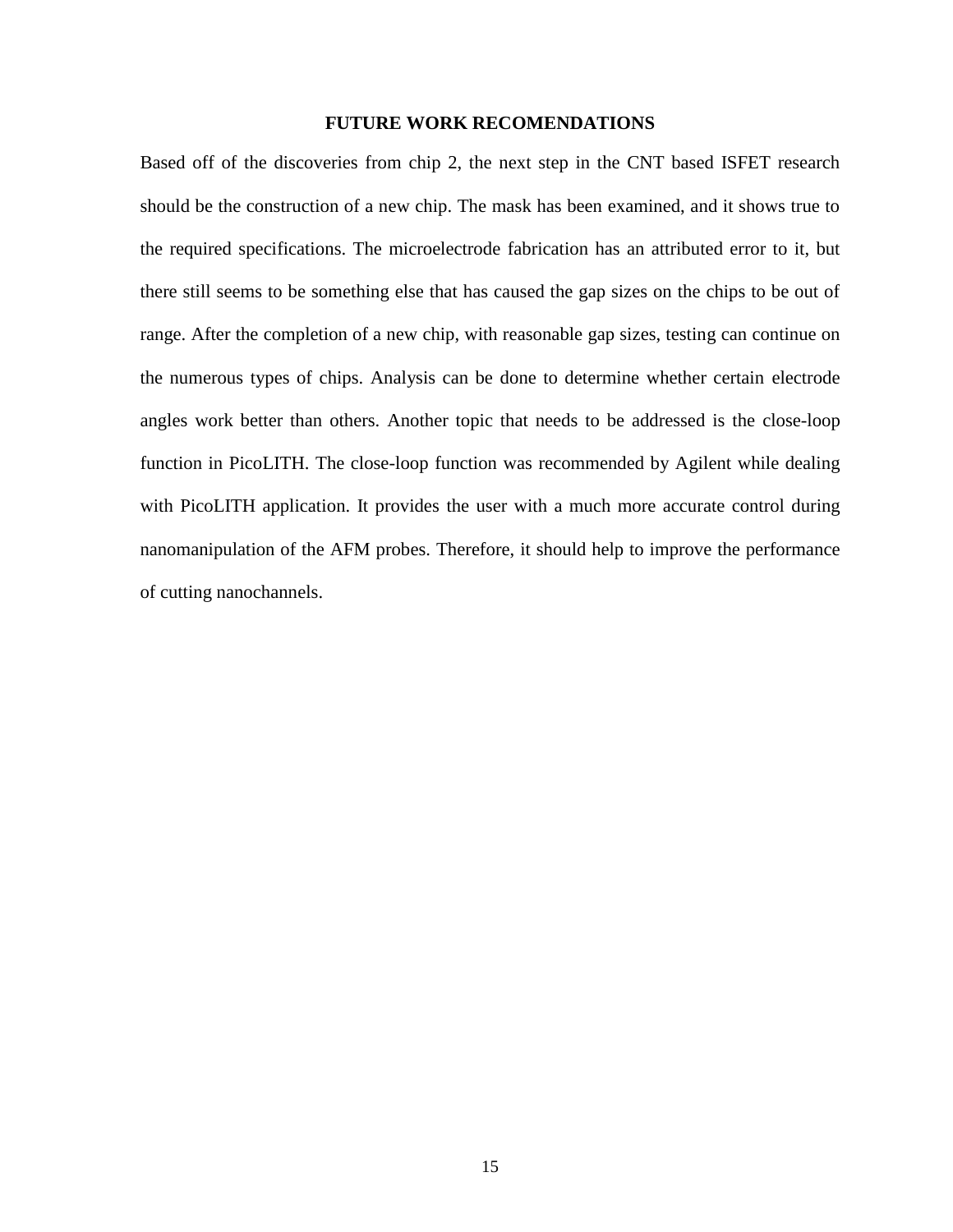# FUTURE WORK RECOMENDATIONS

Based off of the discoveries from chip 2, the next step in the CNT based ISFET research should be the construction of a new chip. The mask has been examined, and it shows true to the required specifications. The microelectrode fabrication has an attributed error to it, but there still seems to be something else that has caused the gap sizes on the chips to be out of range. After the completion of a new chip, with reasonable gap sizes, testing can continue on the numerous types of chips. Analysis can be done to determine whether certain electrode angles work better than others. Another topic that needs to be addressed is the close-loop function in PicoLITH. The close-loop function was recommended by Agilent while dealing with PicoLITH application. It provides the user with a much more accurate control during nanomanipulation of the AFM probes. Therefore, it should help to improve the performance of cutting nanochannels.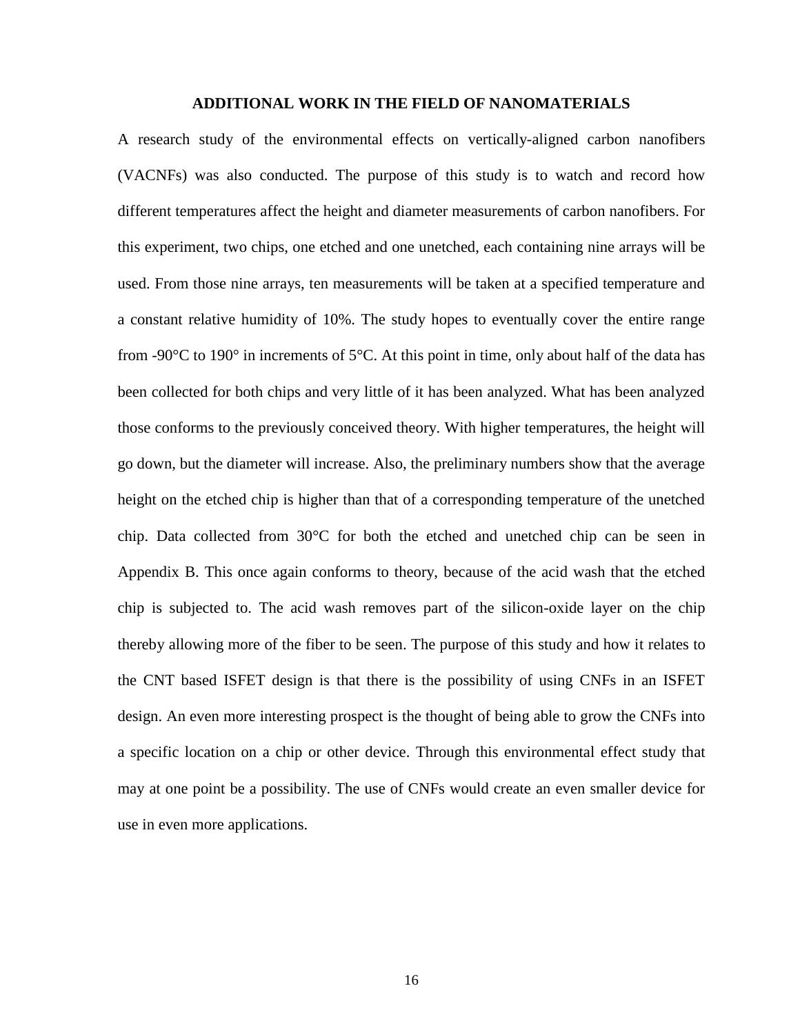## ADDITIONAL WORK IN THE FIELD OF NANOMATERIALS

A research study of the environmental effects on vertically-aligned carbon nanofibers (VACNFs) was also conducted. The purpose of this study is to watch and record how different temperatures affect the height and diameter measurements of carbon nanofibers. For this experiment, two chips, one etched and one unetched, each containing nine arrays will be used. From those nine arrays, ten measurements will be taken at a specified temperature and a constant relative humidity of 10%. The study hopes to eventually cover the entire range from -90°C to 190° in increments of 5°C. At this point in time, only about half of the data has been collected for both chips and very little of it has been analyzed. What has been analyzed those conforms to the previously conceived theory. With higher temperatures, the height will go down, but the diameter will increase. Also, the preliminary numbers show that the average height on the etched chip is higher than that of a corresponding temperature of the unetched chip. Data collected from 30°C for both the etched and unetched chip can be seen in Appendix B. This once again conforms to theory, because of the acid wash that the etched chip is subjected to. The acid wash removes part of the silicon-oxide layer on the chip thereby allowing more of the fiber to be seen. The purpose of this study and how it relates to the CNT based ISFET design is that there is the possibility of using CNFs in an ISFET design. An even more interesting prospect is the thought of being able to grow the CNFs into a specific location on a chip or other device. Through this environmental effect study that may at one point be a possibility. The use of CNFs would create an even smaller device for use in even more applications.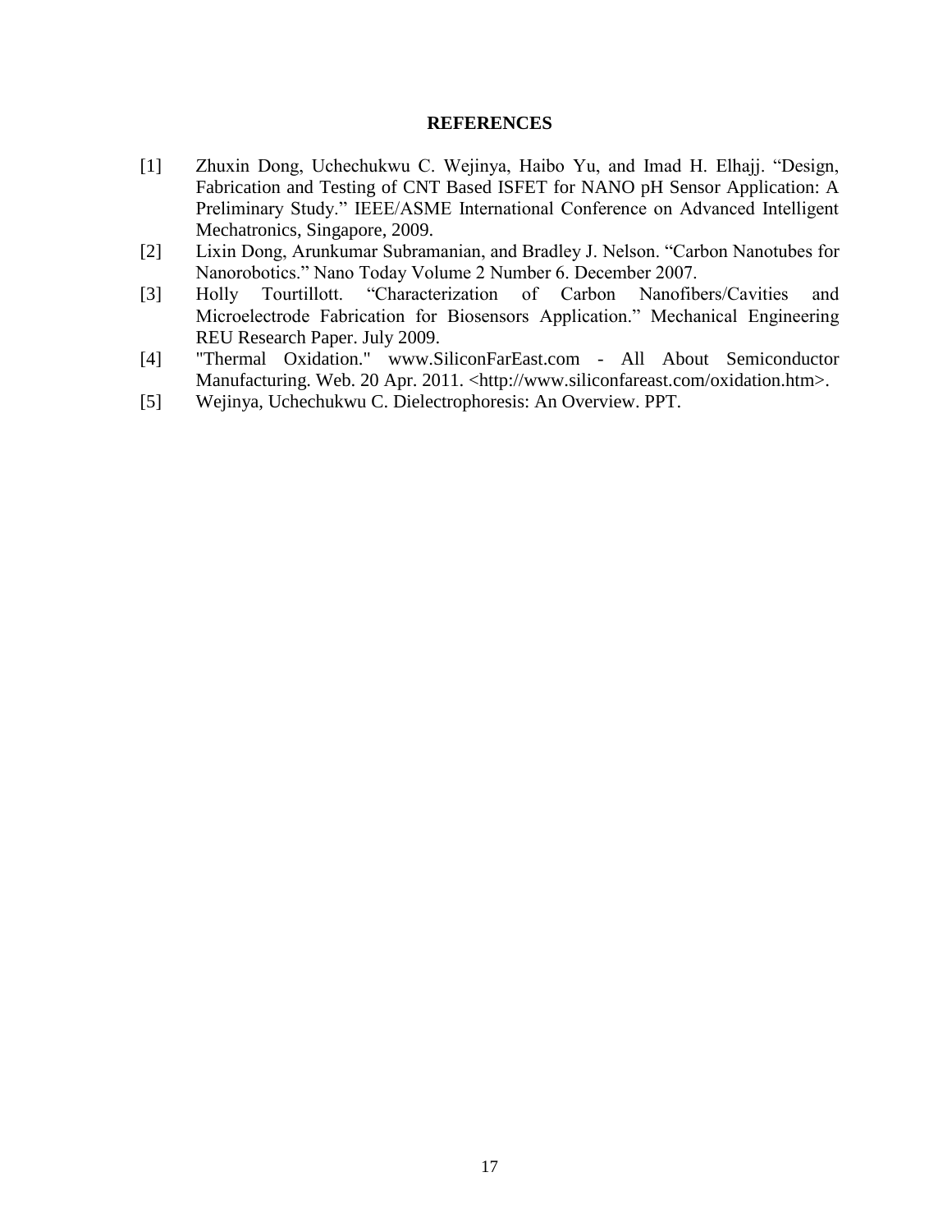**REFERENCES**

[1] Zhuxin Dong, Uchechukwu C. Wejinya, Haibo Yu, and Imad H. Elhajj. "Design, Fabrication and Testing of CNT Based ISFET for NANO pH Sensor Application: A Preliminary Study." IEEE/ASME International Conference on Advanced Intelligent Mechatronics, Singapore, 2009.

[2] Lixin Dong, Arunkumar Subramanian, and Bradley J. Nelson. "Carbon Nanotubes for Nanorobotics." Nano Today Volume 2 Number 6. December 2007.

[3] Holly Tourtillott. "Characterization of Carbon Nanofibers/Cavities and Microelectrode Fabrication for Biosensors Application." Mechanical Engineering REU Research Paper. July 2009.

[4] "Thermal Oxidation." www.SiliconFarEast.com - All About Semiconductor Manufacturing. Web. 20 Apr. 2011. <http://www.siliconfareast.com/oxidation.htm>.

[5] Wejinya, Uchechukwu C. Dielectrophoresis: An Overview. PPT.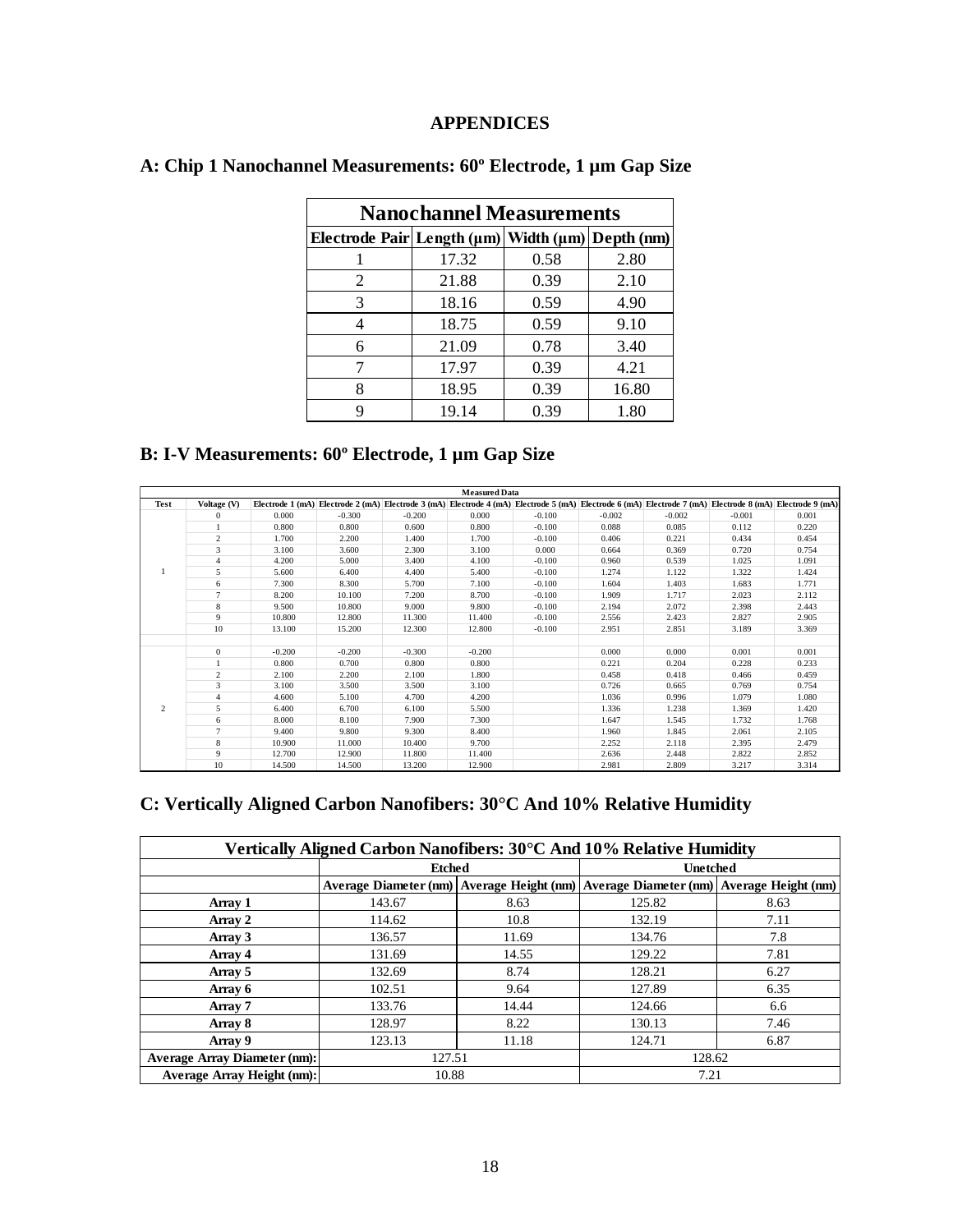# APPENDICES

## A: Chip 1 Nanochannel Measurements: 60º Electrode, 1 µm Gap Size

| Nanochannel Measurements | | | |
|---|---|---|---|
| **Electrode Pair** | **Length (µm)** | **Width (µm)** | **Depth (nm)** |
| 1 | 17.32 | 0.58 | 2.80 |
| 2 | 21.88 | 0.39 | 2.10 |
| 3 | 18.16 | 0.59 | 4.90 |
| 4 | 18.75 | 0.59 | 9.10 |
| 6 | 21.09 | 0.78 | 3.40 |
| 7 | 17.97 | 0.39 | 4.21 |
| 8 | 18.95 | 0.39 | 16.80 |
| 9 | 19.14 | 0.39 | 1.80 |

## B: I-V Measurements: 60º Electrode, 1 µm Gap Size

| Measured Data | | | | | | | | | | |
|---|---|---|---|---|---|---|---|---|---|---|
| **Test** | **Voltage (V)** | **Electrode 1 (mA)** | **Electrode 2 (mA)** | **Electrode 3 (mA)** | **Electrode 4 (mA)** | **Electrode 5 (mA)** | **Electrode 6 (mA)** | **Electrode 7 (mA)** | **Electrode 8 (mA)** | **Electrode 9 (mA)** |
| 1 | 0 | 0.000 | -0.300 | -0.200 | 0.000 | -0.100 | -0.002 | -0.002 | -0.001 | 0.001 |
| | 1 | 0.800 | 0.800 | 0.600 | 0.800 | -0.100 | 0.088 | 0.085 | 0.112 | 0.220 |
| | 2 | 1.700 | 2.200 | 1.400 | 1.700 | -0.100 | 0.406 | 0.221 | 0.434 | 0.454 |
| | 3 | 3.100 | 3.600 | 2.300 | 3.100 | 0.000 | 0.664 | 0.369 | 0.720 | 0.754 |
| | 4 | 4.200 | 5.000 | 3.400 | 4.100 | -0.100 | 0.960 | 0.539 | 1.025 | 1.091 |
| | 5 | 5.600 | 6.400 | 4.400 | 5.400 | -0.100 | 1.274 | 1.122 | 1.322 | 1.424 |
| | 6 | 7.300 | 8.300 | 5.700 | 7.100 | -0.100 | 1.604 | 1.403 | 1.683 | 1.771 |
| | 7 | 8.200 | 10.100 | 7.200 | 8.700 | -0.100 | 1.909 | 1.717 | 2.023 | 2.112 |
| | 8 | 9.500 | 10.800 | 9.000 | 9.800 | -0.100 | 2.194 | 2.072 | 2.398 | 2.443 |
| | 9 | 10.800 | 12.800 | 11.300 | 11.400 | -0.100 | 2.556 | 2.423 | 2.827 | 2.905 |
| | 10 | 13.100 | 15.200 | 12.300 | 12.800 | -0.100 | 2.951 | 2.851 | 3.189 | 3.369 |
| | | | | | | | | | | |
| 2 | 0 | -0.200 | -0.200 | -0.300 | -0.200 | | 0.000 | 0.000 | 0.001 | 0.001 |
| | 1 | 0.800 | 0.700 | 0.800 | 0.800 | | 0.221 | 0.204 | 0.228 | 0.233 |
| | 2 | 2.100 | 2.200 | 2.100 | 1.800 | | 0.458 | 0.418 | 0.466 | 0.459 |
| | 3 | 3.100 | 3.500 | 3.500 | 3.100 | | 0.726 | 0.665 | 0.769 | 0.754 |
| | 4 | 4.600 | 5.100 | 4.700 | 4.200 | | 1.036 | 0.996 | 1.079 | 1.080 |
| | 5 | 6.400 | 6.700 | 6.100 | 5.500 | | 1.336 | 1.238 | 1.369 | 1.420 |
| | 6 | 8.000 | 8.100 | 7.900 | 7.300 | | 1.647 | 1.545 | 1.732 | 1.768 |
| | 7 | 9.400 | 9.800 | 9.300 | 8.400 | | 1.960 | 1.845 | 2.061 | 2.105 |
| | 8 | 10.900 | 11.000 | 10.400 | 9.700 | | 2.252 | 2.118 | 2.395 | 2.479 |
| | 9 | 12.700 | 12.900 | 11.800 | 11.400 | | 2.636 | 2.448 | 2.822 | 2.852 |
| | 10 | 14.500 | 14.500 | 13.200 | 12.900 | | 2.981 | 2.809 | 3.217 | 3.314 |

## C: Vertically Aligned Carbon Nanofibers: 30°C And 10% Relative Humidity

| Vertically Aligned Carbon Nanofibers: 30°C And 10% Relative Humidity | | | | |
|---|---|---|---|---|
| | **Etched** | | **Unetched** | |
| | **Average Diameter (nm)** | **Average Height (nm)** | **Average Diameter (nm)** | **Average Height (nm)** |
| **Array 1** | 143.67 | 8.63 | 125.82 | 8.63 |
| **Array 2** | 114.62 | 10.8 | 132.19 | 7.11 |
| **Array 3** | 136.57 | 11.69 | 134.76 | 7.8 |
| **Array 4** | 131.69 | 14.55 | 129.22 | 7.81 |
| **Array 5** | 132.69 | 8.74 | 128.21 | 6.27 |
| **Array 6** | 102.51 | 9.64 | 127.89 | 6.35 |
| **Array 7** | 133.76 | 14.44 | 124.66 | 6.6 |
| **Array 8** | 128.97 | 8.22 | 130.13 | 7.46 |
| **Array 9** | 123.13 | 11.18 | 124.71 | 6.87 |
| **Average Array Diameter (nm):** | 127.51 | | 128.62 | |
| **Average Array Height (nm):** | 10.88 | | 7.21 | |